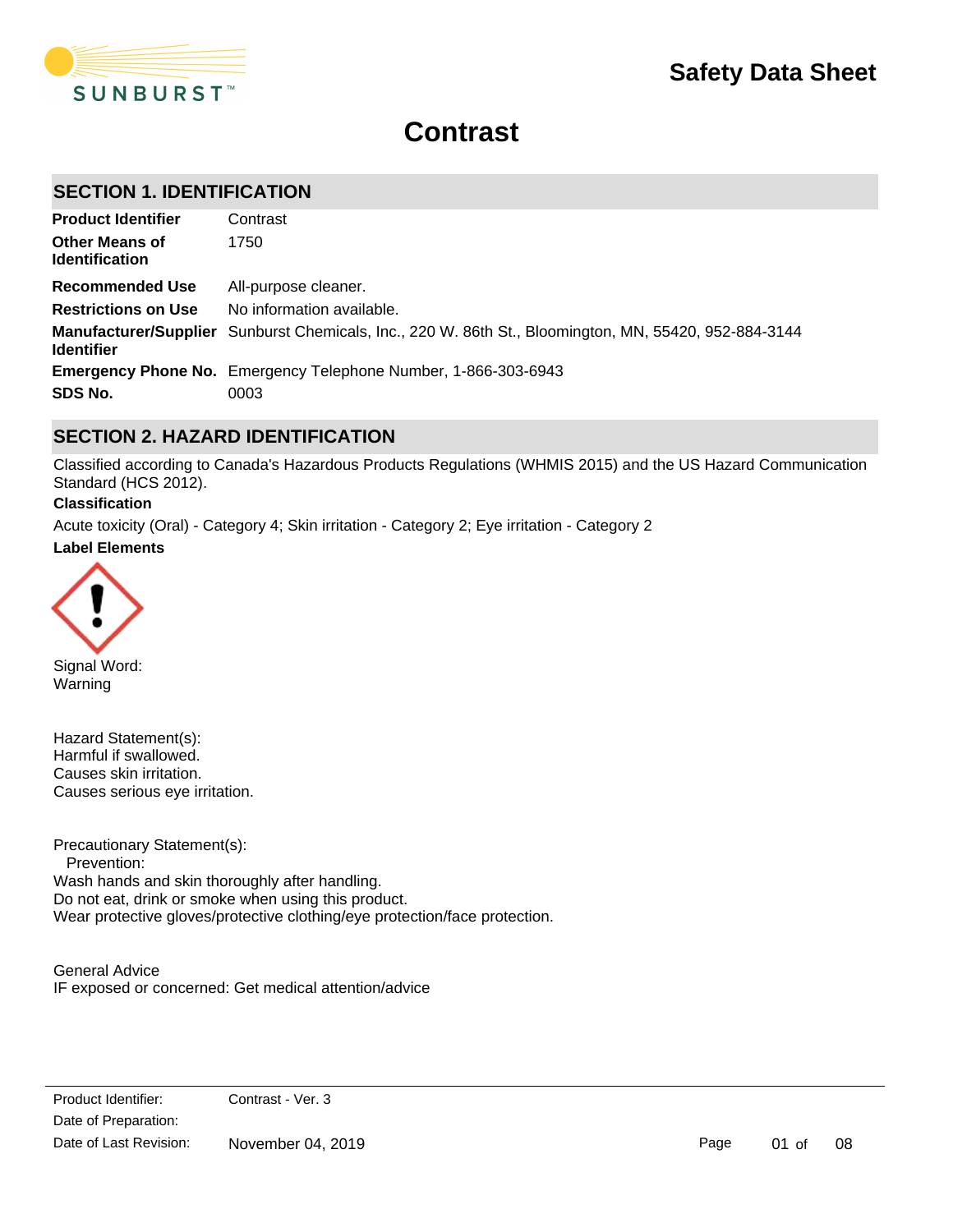# Safety Data Sheet

# Contrast

## SECTION 1. IDENTIFICATION

| | |
|---|---|
| **Product Identifier** | Contrast |
| **Other Means of Identification** | 1750 |
| **Recommended Use** | All-purpose cleaner. |
| **Restrictions on Use** | No information available. |
| **Manufacturer/Supplier Identifier** | Sunburst Chemicals, Inc., 220 W. 86th St., Bloomington, MN, 55420, 952-884-3144 |
| **Emergency Phone No.** | Emergency Telephone Number, 1-866-303-6943 |
| **SDS No.** | 0003 |

## SECTION 2. HAZARD IDENTIFICATION

Classified according to Canada's Hazardous Products Regulations (WHMIS 2015) and the US Hazard Communication Standard (HCS 2012).

**Classification**

Acute toxicity (Oral) - Category 4; Skin irritation - Category 2; Eye irritation - Category 2

**Label Elements**

Signal Word:
Warning

Hazard Statement(s):
Harmful if swallowed.
Causes skin irritation.
Causes serious eye irritation.

Precautionary Statement(s):
Prevention:
Wash hands and skin thoroughly after handling.
Do not eat, drink or smoke when using this product.
Wear protective gloves/protective clothing/eye protection/face protection.

General Advice
IF exposed or concerned: Get medical attention/advice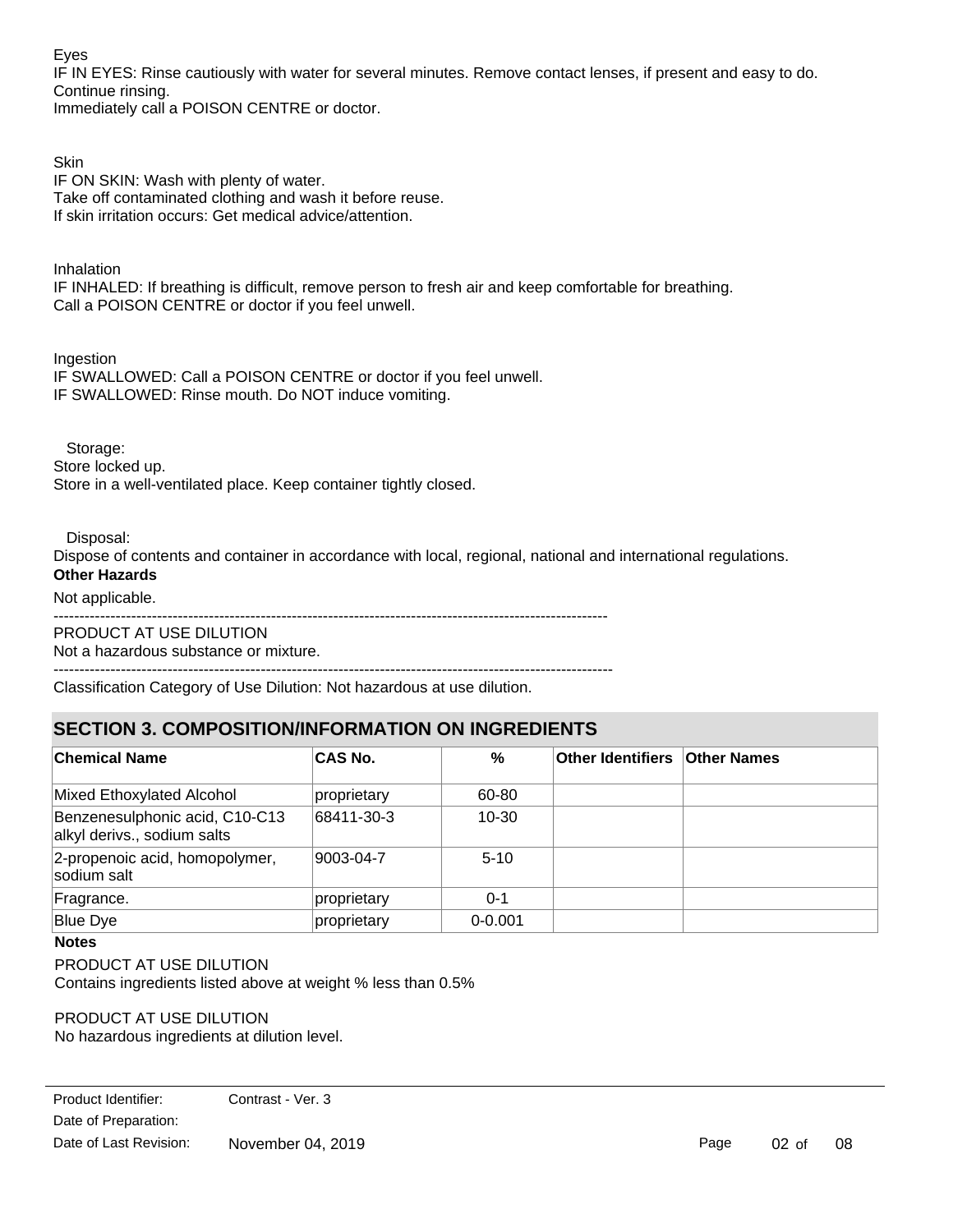Eyes
IF IN EYES: Rinse cautiously with water for several minutes. Remove contact lenses, if present and easy to do. Continue rinsing.
Immediately call a POISON CENTRE or doctor.

Skin
IF ON SKIN: Wash with plenty of water.
Take off contaminated clothing and wash it before reuse.
If skin irritation occurs: Get medical advice/attention.

Inhalation
IF INHALED: If breathing is difficult, remove person to fresh air and keep comfortable for breathing.
Call a POISON CENTRE or doctor if you feel unwell.

Ingestion
IF SWALLOWED: Call a POISON CENTRE or doctor if you feel unwell.
IF SWALLOWED: Rinse mouth. Do NOT induce vomiting.

Storage:
Store locked up.
Store in a well-ventilated place. Keep container tightly closed.

Disposal:
Dispose of contents and container in accordance with local, regional, national and international regulations.

**Other Hazards**

Not applicable.

---------------------------------------------------------------------------------------------------------

PRODUCT AT USE DILUTION
Not a hazardous substance or mixture.

---------------------------------------------------------------------------------------------------------

Classification Category of Use Dilution: Not hazardous at use dilution.

## SECTION 3. COMPOSITION/INFORMATION ON INGREDIENTS

| Chemical Name | CAS No. | % | Other Identifiers | Other Names |
|---|---|---|---|---|
| Mixed Ethoxylated Alcohol | proprietary | 60-80 | | |
| Benzenesulphonic acid, C10-C13 alkyl derivs., sodium salts | 68411-30-3 | 10-30 | | |
| 2-propenoic acid, homopolymer, sodium salt | 9003-04-7 | 5-10 | | |
| Fragrance. | proprietary | 0-1 | | |
| Blue Dye | proprietary | 0-0.001 | | |

**Notes**

PRODUCT AT USE DILUTION
Contains ingredients listed above at weight % less than 0.5%

PRODUCT AT USE DILUTION
No hazardous ingredients at dilution level.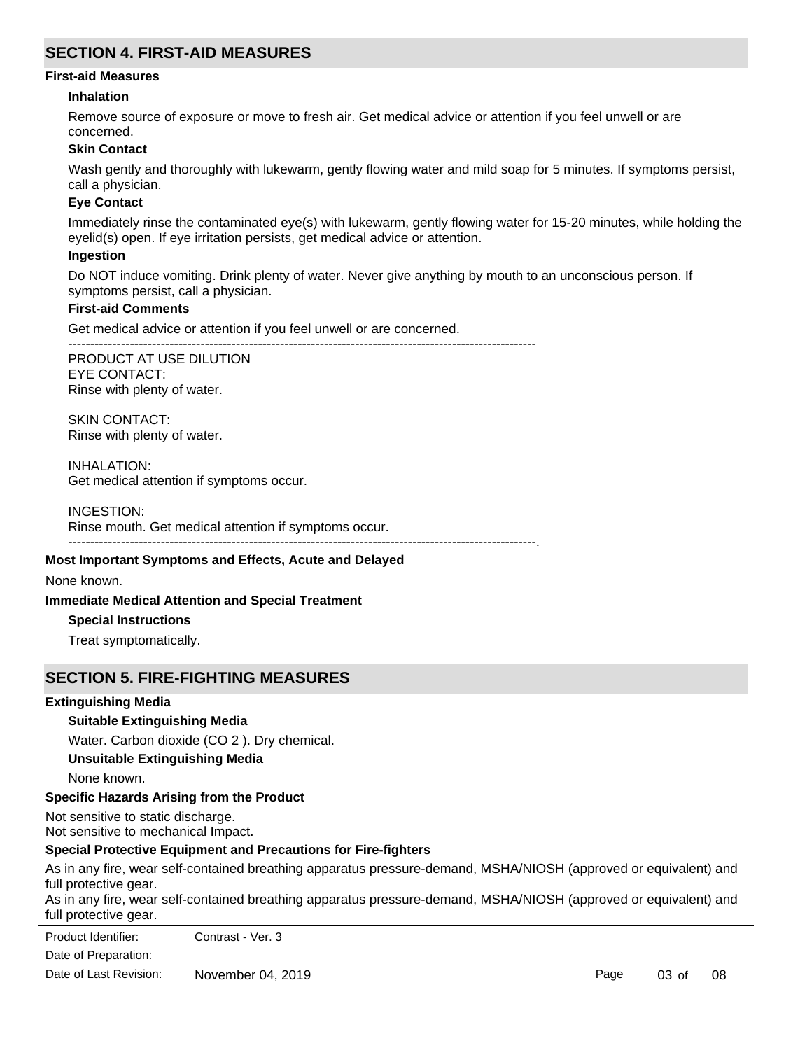## SECTION 4. FIRST-AID MEASURES

### First-aid Measures

**Inhalation**

Remove source of exposure or move to fresh air. Get medical advice or attention if you feel unwell or are concerned.

**Skin Contact**

Wash gently and thoroughly with lukewarm, gently flowing water and mild soap for 5 minutes. If symptoms persist, call a physician.

**Eye Contact**

Immediately rinse the contaminated eye(s) with lukewarm, gently flowing water for 15-20 minutes, while holding the eyelid(s) open. If eye irritation persists, get medical advice or attention.

**Ingestion**

Do NOT induce vomiting. Drink plenty of water. Never give anything by mouth to an unconscious person. If symptoms persist, call a physician.

**First-aid Comments**

Get medical advice or attention if you feel unwell or are concerned.

----------------------------------------------------------------------------------------------------

PRODUCT AT USE DILUTION
EYE CONTACT:
Rinse with plenty of water.

SKIN CONTACT:
Rinse with plenty of water.

INHALATION:
Get medical attention if symptoms occur.

INGESTION:
Rinse mouth. Get medical attention if symptoms occur.

----------------------------------------------------------------------------------------------------.

### Most Important Symptoms and Effects, Acute and Delayed

None known.

### Immediate Medical Attention and Special Treatment

**Special Instructions**

Treat symptomatically.

## SECTION 5. FIRE-FIGHTING MEASURES

### Extinguishing Media

**Suitable Extinguishing Media**

Water. Carbon dioxide ($CO_2$). Dry chemical.

**Unsuitable Extinguishing Media**

None known.

### Specific Hazards Arising from the Product

Not sensitive to static discharge.
Not sensitive to mechanical Impact.

### Special Protective Equipment and Precautions for Fire-fighters

As in any fire, wear self-contained breathing apparatus pressure-demand, MSHA/NIOSH (approved or equivalent) and full protective gear.
As in any fire, wear self-contained breathing apparatus pressure-demand, MSHA/NIOSH (approved or equivalent) and full protective gear.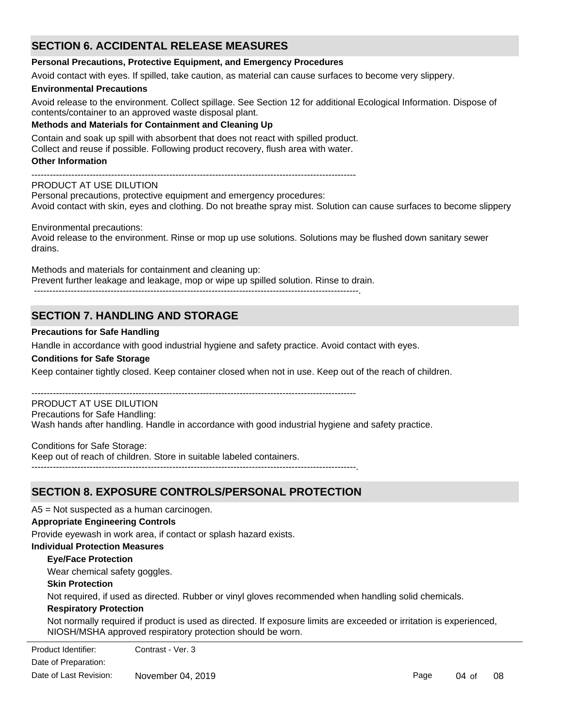## SECTION 6. ACCIDENTAL RELEASE MEASURES

**Personal Precautions, Protective Equipment, and Emergency Procedures**

Avoid contact with eyes. If spilled, take caution, as material can cause surfaces to become very slippery.

**Environmental Precautions**

Avoid release to the environment. Collect spillage. See Section 12 for additional Ecological Information. Dispose of contents/container to an approved waste disposal plant.

**Methods and Materials for Containment and Cleaning Up**

Contain and soak up spill with absorbent that does not react with spilled product.
Collect and reuse if possible. Following product recovery, flush area with water.

**Other Information**

----------------------------------------------------------------------------------------------------------
PRODUCT AT USE DILUTION
Personal precautions, protective equipment and emergency procedures:
Avoid contact with skin, eyes and clothing. Do not breathe spray mist. Solution can cause surfaces to become slippery

Environmental precautions:
Avoid release to the environment. Rinse or mop up use solutions. Solutions may be flushed down sanitary sewer drains.

Methods and materials for containment and cleaning up:
Prevent further leakage and leakage, mop or wipe up spilled solution. Rinse to drain.
----------------------------------------------------------------------------------------------------------.

## SECTION 7. HANDLING AND STORAGE

**Precautions for Safe Handling**

Handle in accordance with good industrial hygiene and safety practice. Avoid contact with eyes.

**Conditions for Safe Storage**

Keep container tightly closed. Keep container closed when not in use. Keep out of the reach of children.

----------------------------------------------------------------------------------------------------------
PRODUCT AT USE DILUTION
Precautions for Safe Handling:
Wash hands after handling. Handle in accordance with good industrial hygiene and safety practice.

Conditions for Safe Storage:
Keep out of reach of children. Store in suitable labeled containers.
----------------------------------------------------------------------------------------------------------.

## SECTION 8. EXPOSURE CONTROLS/PERSONAL PROTECTION

A5 = Not suspected as a human carcinogen.

**Appropriate Engineering Controls**

Provide eyewash in work area, if contact or splash hazard exists.

**Individual Protection Measures**

**Eye/Face Protection**

Wear chemical safety goggles.

**Skin Protection**

Not required, if used as directed. Rubber or vinyl gloves recommended when handling solid chemicals.

**Respiratory Protection**

Not normally required if product is used as directed. If exposure limits are exceeded or irritation is experienced, NIOSH/MSHA approved respiratory protection should be worn.

| Product Identifier: | Contrast - Ver. 3 |
|---|---|
| Date of Preparation: | |
| Date of Last Revision: | November 04, 2019 |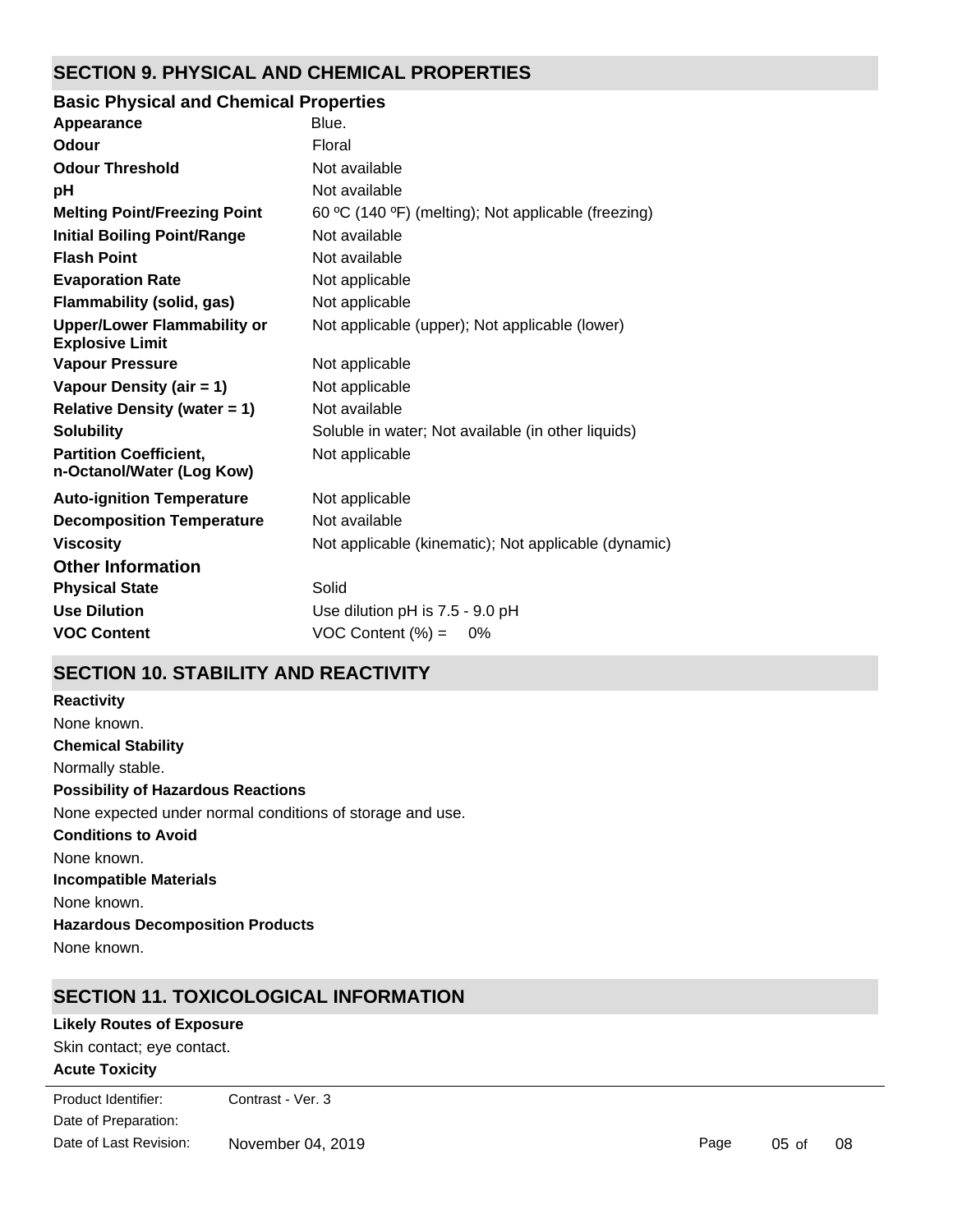## SECTION 9. PHYSICAL AND CHEMICAL PROPERTIES

### Basic Physical and Chemical Properties

| | |
|---|---|
| **Appearance** | Blue. |
| **Odour** | Floral |
| **Odour Threshold** | Not available |
| **pH** | Not available |
| **Melting Point/Freezing Point** | 60 ºC (140 ºF) (melting); Not applicable (freezing) |
| **Initial Boiling Point/Range** | Not available |
| **Flash Point** | Not available |
| **Evaporation Rate** | Not applicable |
| **Flammability (solid, gas)** | Not applicable |
| **Upper/Lower Flammability or Explosive Limit** | Not applicable (upper); Not applicable (lower) |
| **Vapour Pressure** | Not applicable |
| **Vapour Density (air = 1)** | Not applicable |
| **Relative Density (water = 1)** | Not available |
| **Solubility** | Soluble in water; Not available (in other liquids) |
| **Partition Coefficient, n-Octanol/Water (Log Kow)** | Not applicable |
| **Auto-ignition Temperature** | Not applicable |
| **Decomposition Temperature** | Not available |
| **Viscosity** | Not applicable (kinematic); Not applicable (dynamic) |

### Other Information

| | |
|---|---|
| **Physical State** | Solid |
| **Use Dilution** | Use dilution pH is 7.5 - 9.0 pH |
| **VOC Content** | VOC Content (%) = 0% |

## SECTION 10. STABILITY AND REACTIVITY

**Reactivity**

None known.

**Chemical Stability**

Normally stable.

**Possibility of Hazardous Reactions**

None expected under normal conditions of storage and use.

**Conditions to Avoid**

None known.

**Incompatible Materials**

None known.

**Hazardous Decomposition Products**

None known.

## SECTION 11. TOXICOLOGICAL INFORMATION

**Likely Routes of Exposure**

Skin contact; eye contact.

**Acute Toxicity**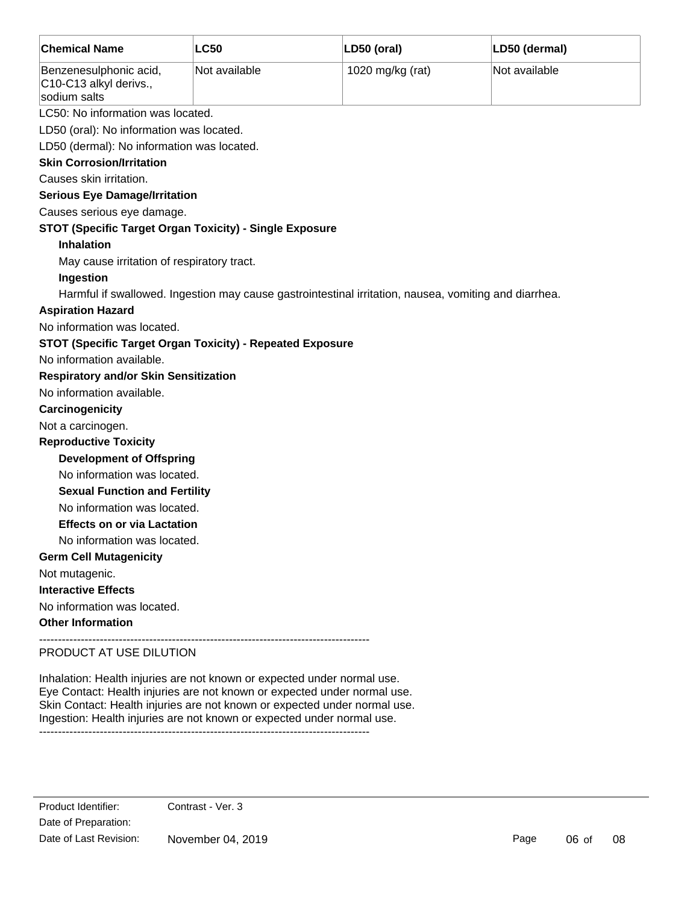| Chemical Name | LC50 | LD50 (oral) | LD50 (dermal) |
| --- | --- | --- | --- |
| Benzenesulphonic acid, C10-C13 alkyl derivs., sodium salts | Not available | 1020 mg/kg (rat) | Not available |

LC50: No information was located.

LD50 (oral): No information was located.

LD50 (dermal): No information was located.

**Skin Corrosion/Irritation**

Causes skin irritation.

**Serious Eye Damage/Irritation**

Causes serious eye damage.

**STOT (Specific Target Organ Toxicity) - Single Exposure**

**Inhalation**

May cause irritation of respiratory tract.

**Ingestion**

Harmful if swallowed. Ingestion may cause gastrointestinal irritation, nausea, vomiting and diarrhea.

**Aspiration Hazard**

No information was located.

**STOT (Specific Target Organ Toxicity) - Repeated Exposure**

No information available.

**Respiratory and/or Skin Sensitization**

No information available.

**Carcinogenicity**

Not a carcinogen.

**Reproductive Toxicity**

**Development of Offspring**

No information was located.

**Sexual Function and Fertility**

No information was located.

**Effects on or via Lactation**

No information was located.

**Germ Cell Mutagenicity**

Not mutagenic.

**Interactive Effects**

No information was located.

**Other Information**

---------------------------------------------------------------------------------------

PRODUCT AT USE DILUTION

Inhalation: Health injuries are not known or expected under normal use.
Eye Contact: Health injuries are not known or expected under normal use.
Skin Contact: Health injuries are not known or expected under normal use.
Ingestion: Health injuries are not known or expected under normal use.

---------------------------------------------------------------------------------------

Product Identifier: Contrast - Ver. 3
Date of Preparation:
Date of Last Revision: November 04, 2019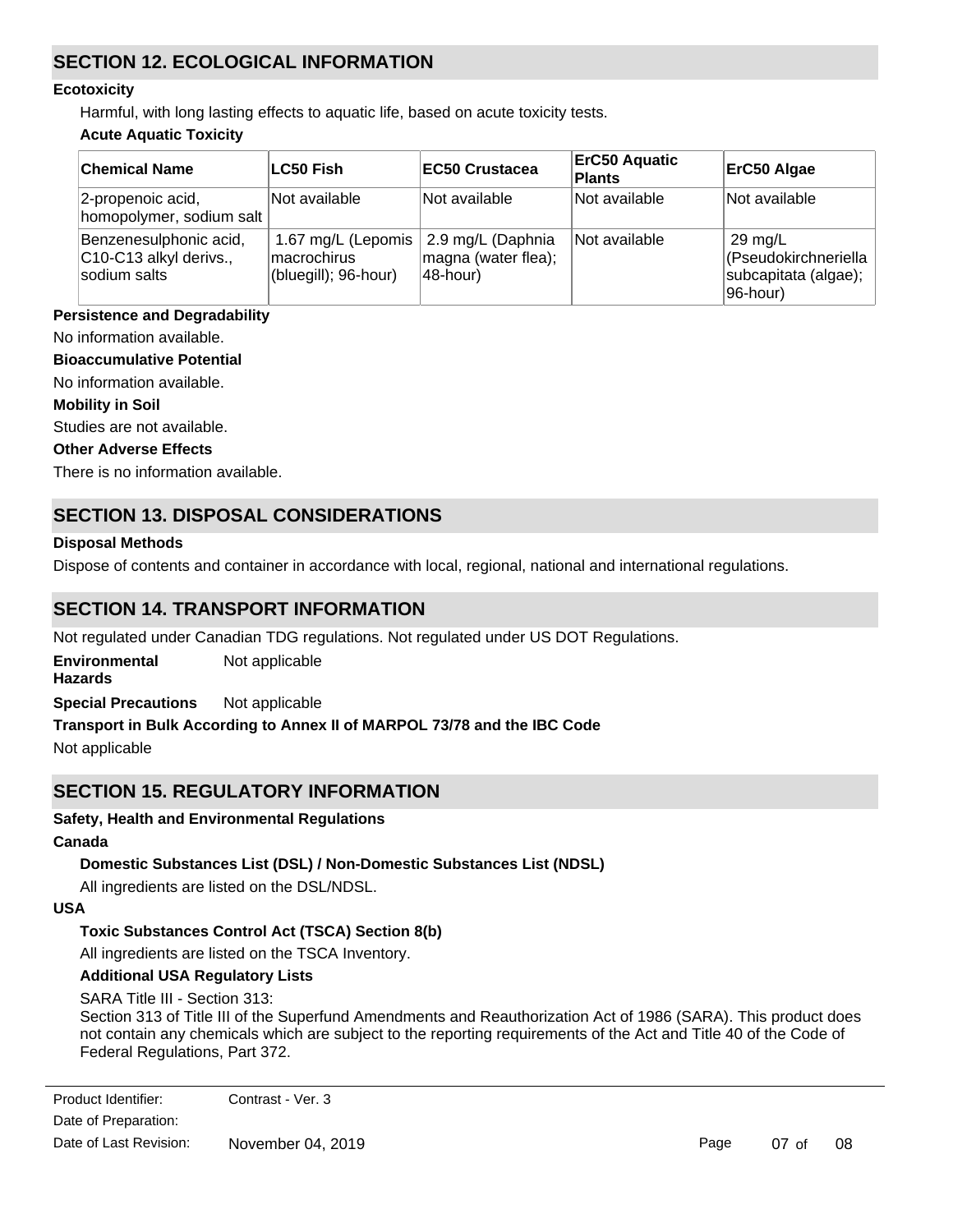## SECTION 12. ECOLOGICAL INFORMATION

**Ecotoxicity**

Harmful, with long lasting effects to aquatic life, based on acute toxicity tests.

**Acute Aquatic Toxicity**

| Chemical Name | LC50 Fish | EC50 Crustacea | ErC50 Aquatic Plants | ErC50 Algae |
|---|---|---|---|---|
| 2-propenoic acid, homopolymer, sodium salt | Not available | Not available | Not available | Not available |
| Benzenesulphonic acid, C10-C13 alkyl derivs., sodium salts | 1.67 mg/L (Lepomis macrochirus (bluegill); 96-hour) | 2.9 mg/L (Daphnia magna (water flea); 48-hour) | Not available | 29 mg/L (Pseudokirchneriella subcapitata (algae); 96-hour) |

**Persistence and Degradability**

No information available.

**Bioaccumulative Potential**

No information available.

**Mobility in Soil**

Studies are not available.

**Other Adverse Effects**

There is no information available.

## SECTION 13. DISPOSAL CONSIDERATIONS

**Disposal Methods**

Dispose of contents and container in accordance with local, regional, national and international regulations.

## SECTION 14. TRANSPORT INFORMATION

Not regulated under Canadian TDG regulations. Not regulated under US DOT Regulations.

**Environmental Hazards** Not applicable

**Special Precautions** Not applicable

**Transport in Bulk According to Annex II of MARPOL 73/78 and the IBC Code**

Not applicable

## SECTION 15. REGULATORY INFORMATION

**Safety, Health and Environmental Regulations**

**Canada**

**Domestic Substances List (DSL) / Non-Domestic Substances List (NDSL)**

All ingredients are listed on the DSL/NDSL.

**USA**

**Toxic Substances Control Act (TSCA) Section 8(b)**

All ingredients are listed on the TSCA Inventory.

**Additional USA Regulatory Lists**

SARA Title III - Section 313:

Section 313 of Title III of the Superfund Amendments and Reauthorization Act of 1986 (SARA). This product does not contain any chemicals which are subject to the reporting requirements of the Act and Title 40 of the Code of Federal Regulations, Part 372.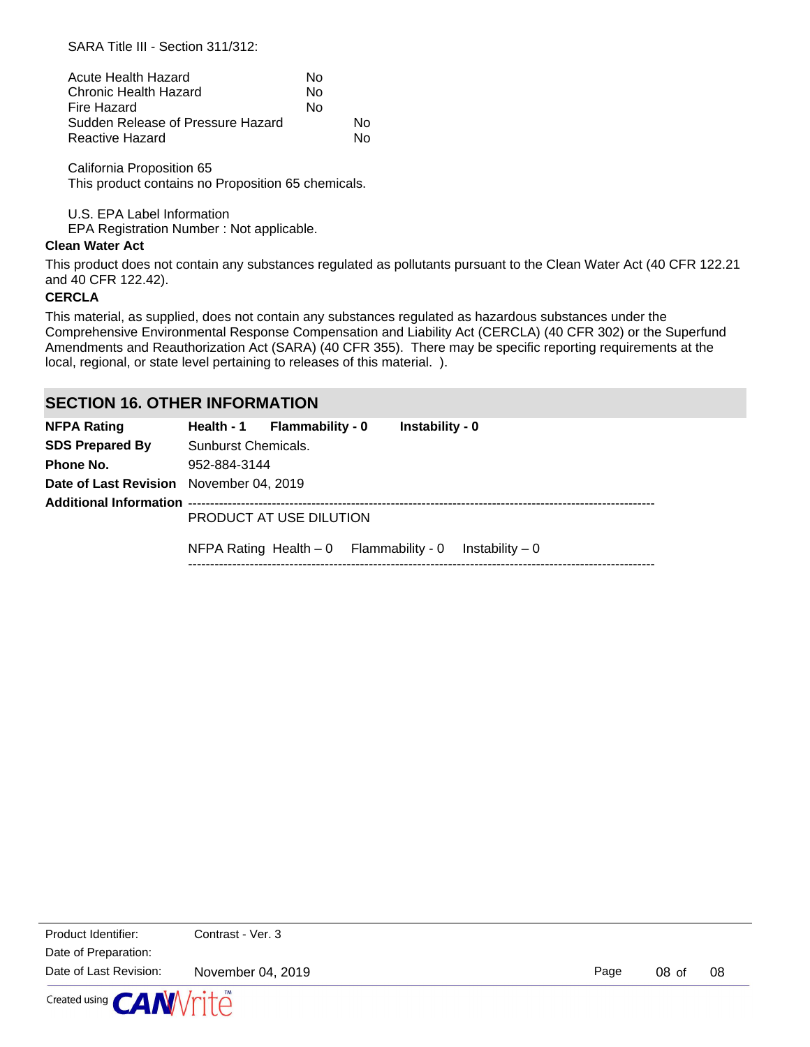SARA Title III - Section 311/312:

| | |
|---|---|
| Acute Health Hazard | No |
| Chronic Health Hazard | No |
| Fire Hazard | No |
| Sudden Release of Pressure Hazard | No |
| Reactive Hazard | No |

California Proposition 65
This product contains no Proposition 65 chemicals.

U.S. EPA Label Information
EPA Registration Number : Not applicable.

**Clean Water Act**

This product does not contain any substances regulated as pollutants pursuant to the Clean Water Act (40 CFR 122.21 and 40 CFR 122.42).

**CERCLA**

This material, as supplied, does not contain any substances regulated as hazardous substances under the Comprehensive Environmental Response Compensation and Liability Act (CERCLA) (40 CFR 302) or the Superfund Amendments and Reauthorization Act (SARA) (40 CFR 355). There may be specific reporting requirements at the local, regional, or state level pertaining to releases of this material. ).

## SECTION 16. OTHER INFORMATION

**NFPA Rating** **Health - 1** **Flammability - 0** **Instability - 0**

**SDS Prepared By** Sunburst Chemicals.

**Phone No.** 952-884-3144

**Date of Last Revision** November 04, 2019

**Additional Information** ------------------------------------------------------------------------------------------------------

PRODUCT AT USE DILUTION

NFPA Rating Health – 0 Flammability - 0 Instability – 0

------------------------------------------------------------------------------------------------------